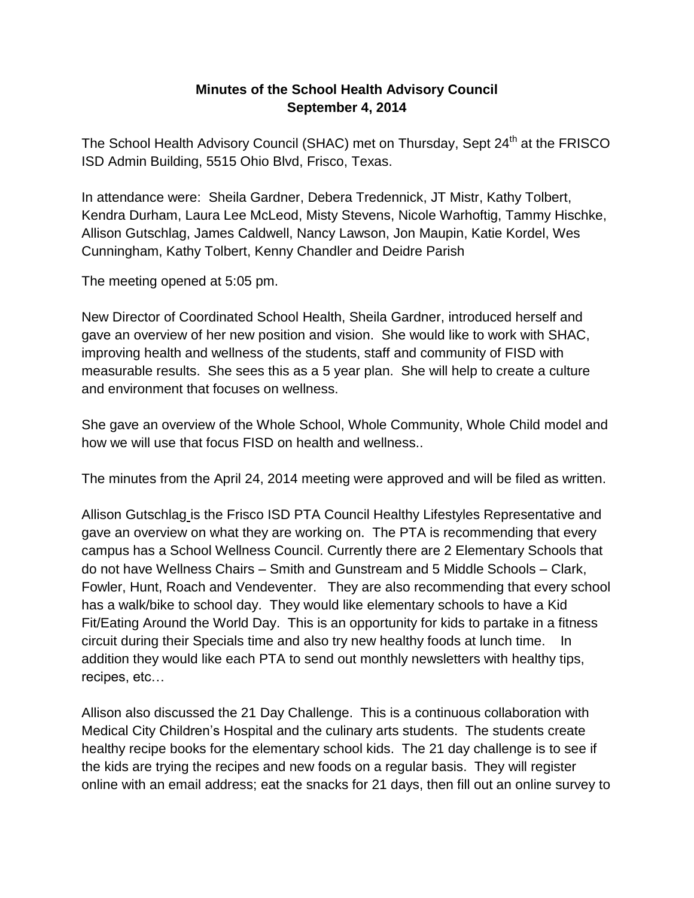**Minutes of the School Health Advisory Council**
**September 4, 2014**

The School Health Advisory Council (SHAC) met on Thursday, Sept 24th at the FRISCO ISD Admin Building, 5515 Ohio Blvd, Frisco, Texas.

In attendance were: Sheila Gardner, Debera Tredennick, JT Mistr, Kathy Tolbert, Kendra Durham, Laura Lee McLeod, Misty Stevens, Nicole Warhoftig, Tammy Hischke, Allison Gutschlag, James Caldwell, Nancy Lawson, Jon Maupin, Katie Kordel, Wes Cunningham, Kathy Tolbert, Kenny Chandler and Deidre Parish

The meeting opened at 5:05 pm.

New Director of Coordinated School Health, Sheila Gardner, introduced herself and gave an overview of her new position and vision. She would like to work with SHAC, improving health and wellness of the students, staff and community of FISD with measurable results. She sees this as a 5 year plan. She will help to create a culture and environment that focuses on wellness.

She gave an overview of the Whole School, Whole Community, Whole Child model and how we will use that focus FISD on health and wellness..

The minutes from the April 24, 2014 meeting were approved and will be filed as written.

Allison Gutschlag is the Frisco ISD PTA Council Healthy Lifestyles Representative and gave an overview on what they are working on. The PTA is recommending that every campus has a School Wellness Council. Currently there are 2 Elementary Schools that do not have Wellness Chairs – Smith and Gunstream and 5 Middle Schools – Clark, Fowler, Hunt, Roach and Vendeventer. They are also recommending that every school has a walk/bike to school day. They would like elementary schools to have a Kid Fit/Eating Around the World Day. This is an opportunity for kids to partake in a fitness circuit during their Specials time and also try new healthy foods at lunch time. In addition they would like each PTA to send out monthly newsletters with healthy tips, recipes, etc…

Allison also discussed the 21 Day Challenge. This is a continuous collaboration with Medical City Children's Hospital and the culinary arts students. The students create healthy recipe books for the elementary school kids. The 21 day challenge is to see if the kids are trying the recipes and new foods on a regular basis. They will register online with an email address; eat the snacks for 21 days, then fill out an online survey to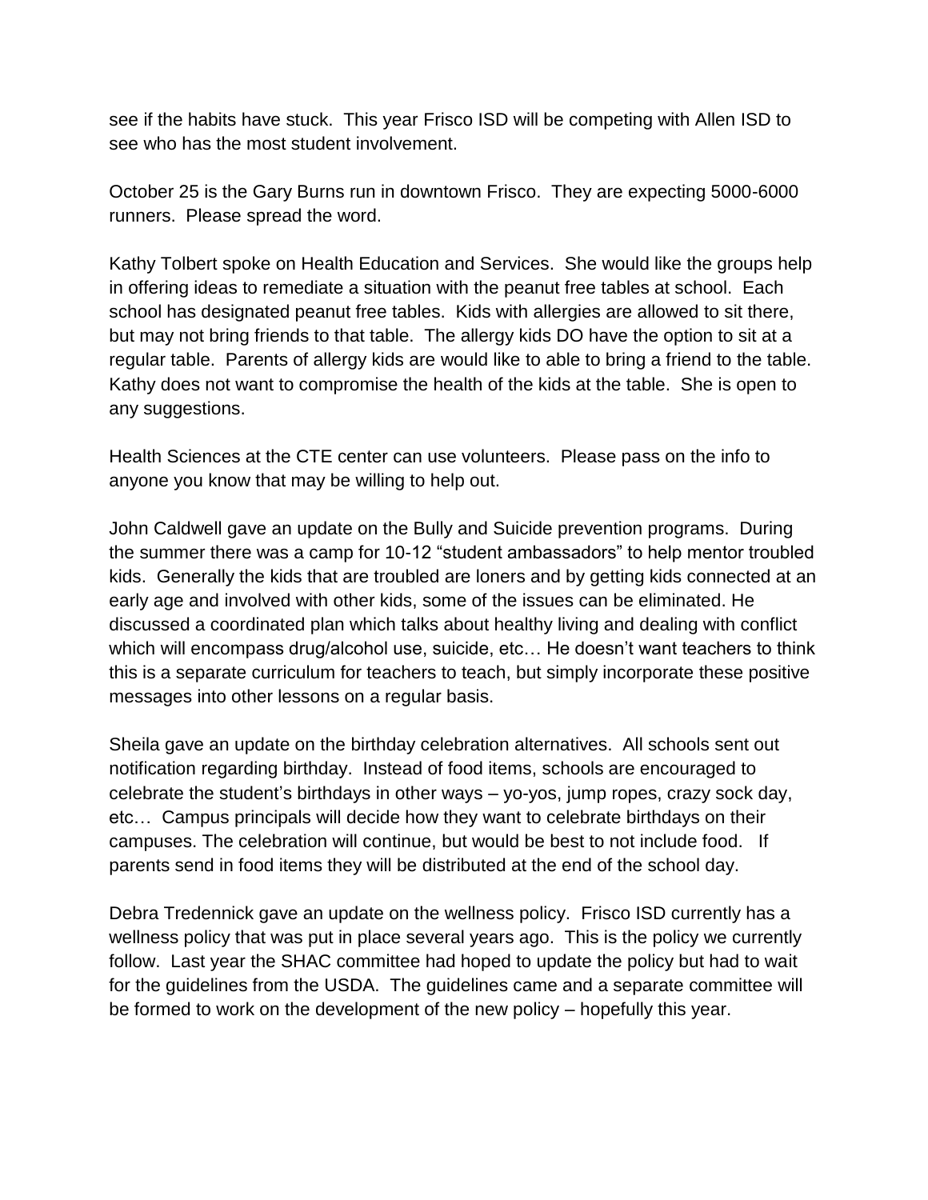see if the habits have stuck. This year Frisco ISD will be competing with Allen ISD to see who has the most student involvement.

October 25 is the Gary Burns run in downtown Frisco. They are expecting 5000-6000 runners. Please spread the word.

Kathy Tolbert spoke on Health Education and Services. She would like the groups help in offering ideas to remediate a situation with the peanut free tables at school. Each school has designated peanut free tables. Kids with allergies are allowed to sit there, but may not bring friends to that table. The allergy kids DO have the option to sit at a regular table. Parents of allergy kids are would like to able to bring a friend to the table. Kathy does not want to compromise the health of the kids at the table. She is open to any suggestions.

Health Sciences at the CTE center can use volunteers. Please pass on the info to anyone you know that may be willing to help out.

John Caldwell gave an update on the Bully and Suicide prevention programs. During the summer there was a camp for 10-12 "student ambassadors" to help mentor troubled kids. Generally the kids that are troubled are loners and by getting kids connected at an early age and involved with other kids, some of the issues can be eliminated. He discussed a coordinated plan which talks about healthy living and dealing with conflict which will encompass drug/alcohol use, suicide, etc… He doesn't want teachers to think this is a separate curriculum for teachers to teach, but simply incorporate these positive messages into other lessons on a regular basis.

Sheila gave an update on the birthday celebration alternatives. All schools sent out notification regarding birthday. Instead of food items, schools are encouraged to celebrate the student's birthdays in other ways – yo-yos, jump ropes, crazy sock day, etc… Campus principals will decide how they want to celebrate birthdays on their campuses. The celebration will continue, but would be best to not include food. If parents send in food items they will be distributed at the end of the school day.

Debra Tredennick gave an update on the wellness policy. Frisco ISD currently has a wellness policy that was put in place several years ago. This is the policy we currently follow. Last year the SHAC committee had hoped to update the policy but had to wait for the guidelines from the USDA. The guidelines came and a separate committee will be formed to work on the development of the new policy – hopefully this year.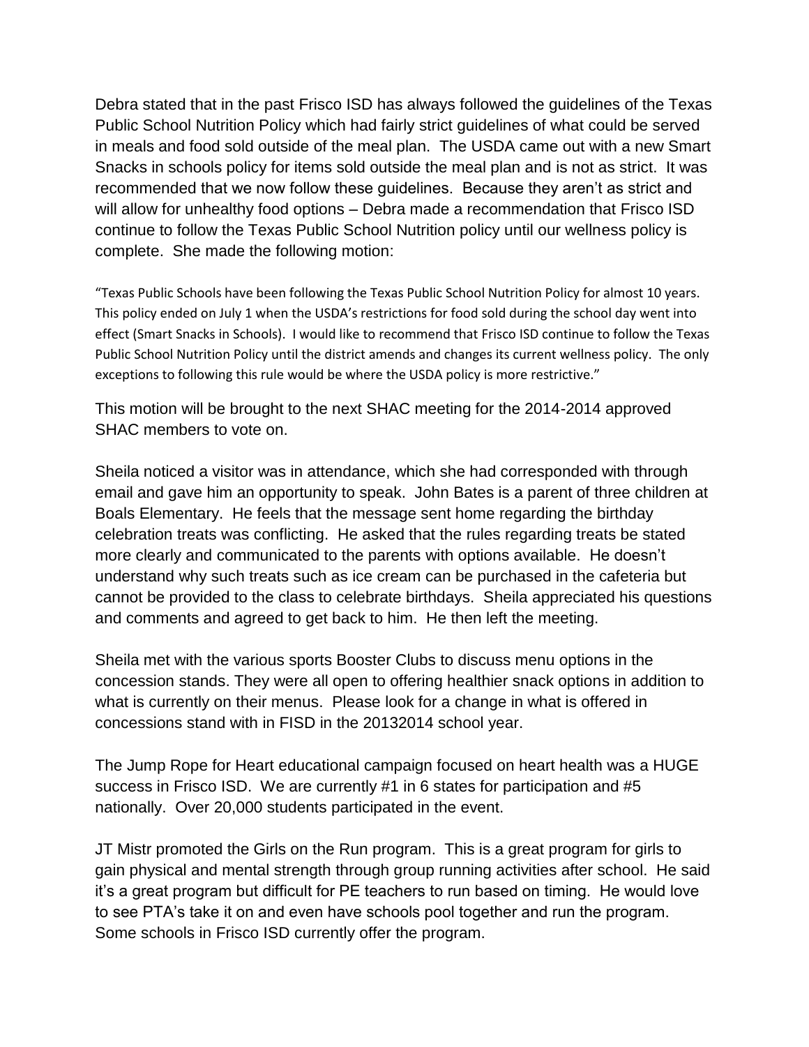Debra stated that in the past Frisco ISD has always followed the guidelines of the Texas Public School Nutrition Policy which had fairly strict guidelines of what could be served in meals and food sold outside of the meal plan. The USDA came out with a new Smart Snacks in schools policy for items sold outside the meal plan and is not as strict. It was recommended that we now follow these guidelines. Because they aren't as strict and will allow for unhealthy food options – Debra made a recommendation that Frisco ISD continue to follow the Texas Public School Nutrition policy until our wellness policy is complete. She made the following motion:

> "Texas Public Schools have been following the Texas Public School Nutrition Policy for almost 10 years. This policy ended on July 1 when the USDA's restrictions for food sold during the school day went into effect (Smart Snacks in Schools). I would like to recommend that Frisco ISD continue to follow the Texas Public School Nutrition Policy until the district amends and changes its current wellness policy. The only exceptions to following this rule would be where the USDA policy is more restrictive."

This motion will be brought to the next SHAC meeting for the 2014-2014 approved SHAC members to vote on.

Sheila noticed a visitor was in attendance, which she had corresponded with through email and gave him an opportunity to speak. John Bates is a parent of three children at Boals Elementary. He feels that the message sent home regarding the birthday celebration treats was conflicting. He asked that the rules regarding treats be stated more clearly and communicated to the parents with options available. He doesn't understand why such treats such as ice cream can be purchased in the cafeteria but cannot be provided to the class to celebrate birthdays. Sheila appreciated his questions and comments and agreed to get back to him. He then left the meeting.

Sheila met with the various sports Booster Clubs to discuss menu options in the concession stands. They were all open to offering healthier snack options in addition to what is currently on their menus. Please look for a change in what is offered in concessions stand with in FISD in the 20132014 school year.

The Jump Rope for Heart educational campaign focused on heart health was a HUGE success in Frisco ISD. We are currently #1 in 6 states for participation and #5 nationally. Over 20,000 students participated in the event.

JT Mistr promoted the Girls on the Run program. This is a great program for girls to gain physical and mental strength through group running activities after school. He said it's a great program but difficult for PE teachers to run based on timing. He would love to see PTA's take it on and even have schools pool together and run the program. Some schools in Frisco ISD currently offer the program.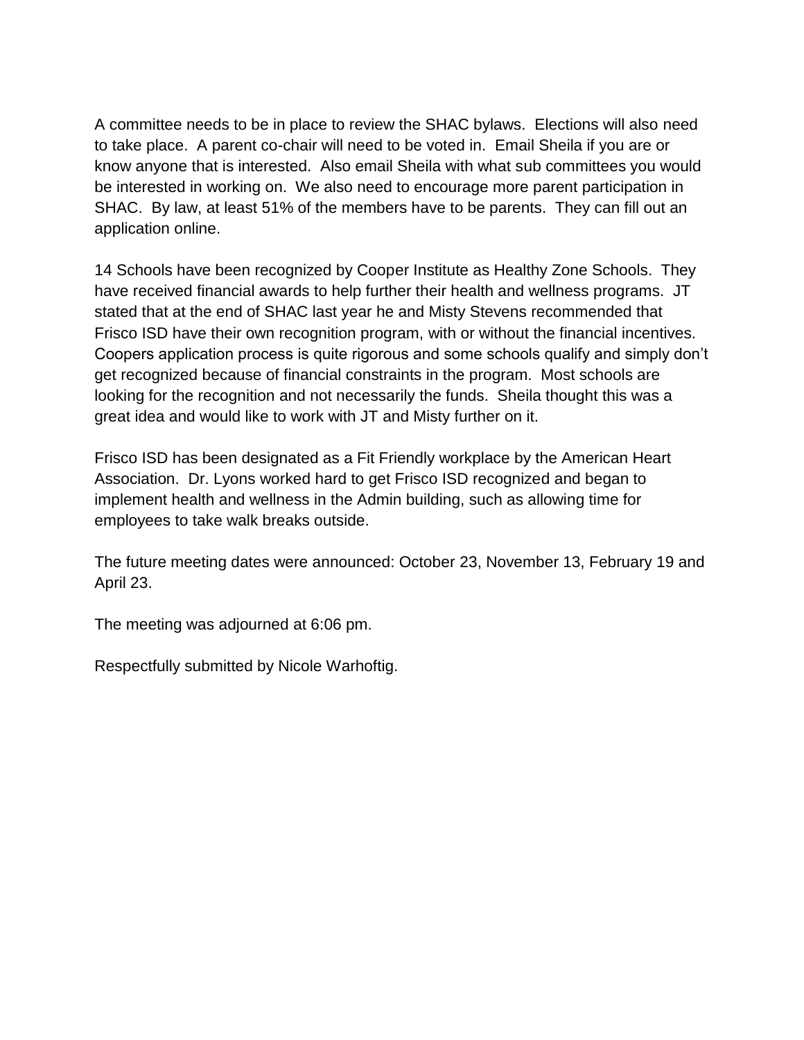A committee needs to be in place to review the SHAC bylaws. Elections will also need to take place. A parent co-chair will need to be voted in. Email Sheila if you are or know anyone that is interested. Also email Sheila with what sub committees you would be interested in working on. We also need to encourage more parent participation in SHAC. By law, at least 51% of the members have to be parents. They can fill out an application online.

14 Schools have been recognized by Cooper Institute as Healthy Zone Schools. They have received financial awards to help further their health and wellness programs. JT stated that at the end of SHAC last year he and Misty Stevens recommended that Frisco ISD have their own recognition program, with or without the financial incentives. Coopers application process is quite rigorous and some schools qualify and simply don't get recognized because of financial constraints in the program. Most schools are looking for the recognition and not necessarily the funds. Sheila thought this was a great idea and would like to work with JT and Misty further on it.

Frisco ISD has been designated as a Fit Friendly workplace by the American Heart Association. Dr. Lyons worked hard to get Frisco ISD recognized and began to implement health and wellness in the Admin building, such as allowing time for employees to take walk breaks outside.

The future meeting dates were announced: October 23, November 13, February 19 and April 23.

The meeting was adjourned at 6:06 pm.

Respectfully submitted by Nicole Warhoftig.